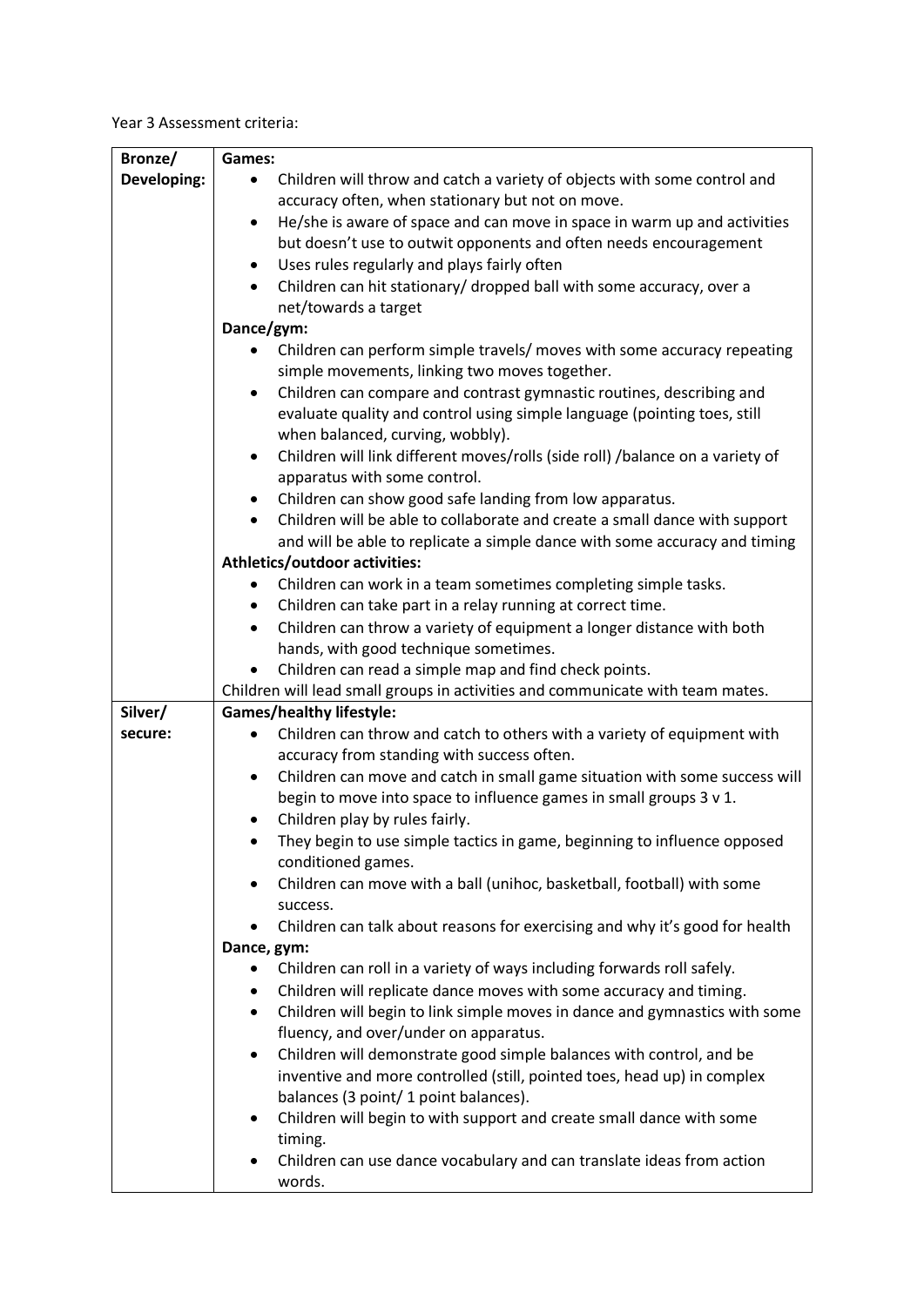Year 3 Assessment criteria:

| Bronze/ Developing: | **Games:**<br>• Children will throw and catch a variety of objects with some control and accuracy often, when stationary but not on move.<br>• He/she is aware of space and can move in space in warm up and activities but doesn't use to outwit opponents and often needs encouragement<br>• Uses rules regularly and plays fairly often<br>• Children can hit stationary/ dropped ball with some accuracy, over a net/towards a target<br>**Dance/gym:**<br>• Children can perform simple travels/ moves with some accuracy repeating simple movements, linking two moves together.<br>• Children can compare and contrast gymnastic routines, describing and evaluate quality and control using simple language (pointing toes, still when balanced, curving, wobbly).<br>• Children will link different moves/rolls (side roll) /balance on a variety of apparatus with some control.<br>• Children can show good safe landing from low apparatus.<br>• Children will be able to collaborate and create a small dance with support and will be able to replicate a simple dance with some accuracy and timing<br>**Athletics/outdoor activities:**<br>• Children can work in a team sometimes completing simple tasks.<br>• Children can take part in a relay running at correct time.<br>• Children can throw a variety of equipment a longer distance with both hands, with good technique sometimes.<br>• Children can read a simple map and find check points.<br>Children will lead small groups in activities and communicate with team mates. |
|---|---|
| Silver/ secure: | **Games/healthy lifestyle:**<br>• Children can throw and catch to others with a variety of equipment with accuracy from standing with success often.<br>• Children can move and catch in small game situation with some success will begin to move into space to influence games in small groups 3 v 1.<br>• Children play by rules fairly.<br>• They begin to use simple tactics in game, beginning to influence opposed conditioned games.<br>• Children can move with a ball (unihoc, basketball, football) with some success.<br>• Children can talk about reasons for exercising and why it's good for health<br>**Dance, gym:**<br>• Children can roll in a variety of ways including forwards roll safely.<br>• Children will replicate dance moves with some accuracy and timing.<br>• Children will begin to link simple moves in dance and gymnastics with some fluency, and over/under on apparatus.<br>• Children will demonstrate good simple balances with control, and be inventive and more controlled (still, pointed toes, head up) in complex balances (3 point/ 1 point balances).<br>• Children will begin to with support and create small dance with some timing.<br>• Children can use dance vocabulary and can translate ideas from action words. |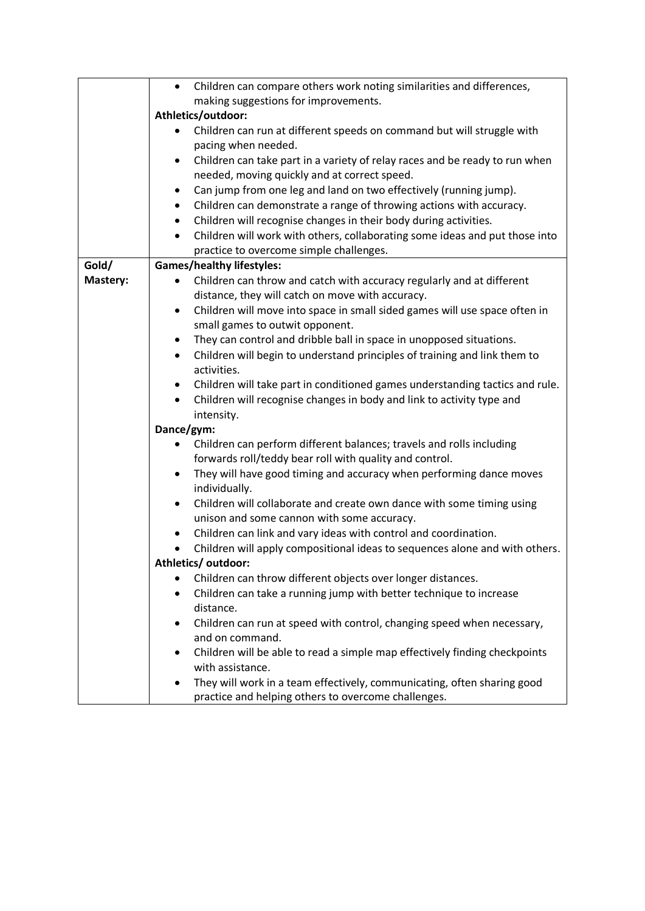| | |
|---|---|
| | • Children can compare others work noting similarities and differences, making suggestions for improvements.<br>**Athletics/outdoor:**<br>• Children can run at different speeds on command but will struggle with pacing when needed.<br>• Children can take part in a variety of relay races and be ready to run when needed, moving quickly and at correct speed.<br>• Can jump from one leg and land on two effectively (running jump).<br>• Children can demonstrate a range of throwing actions with accuracy.<br>• Children will recognise changes in their body during activities.<br>• Children will work with others, collaborating some ideas and put those into practice to overcome simple challenges. |
| **Gold/ Mastery:** | **Games/healthy lifestyles:**<br>• Children can throw and catch with accuracy regularly and at different distance, they will catch on move with accuracy.<br>• Children will move into space in small sided games will use space often in small games to outwit opponent.<br>• They can control and dribble ball in space in unopposed situations.<br>• Children will begin to understand principles of training and link them to activities.<br>• Children will take part in conditioned games understanding tactics and rule.<br>• Children will recognise changes in body and link to activity type and intensity.<br>**Dance/gym:**<br>• Children can perform different balances; travels and rolls including forwards roll/teddy bear roll with quality and control.<br>• They will have good timing and accuracy when performing dance moves individually.<br>• Children will collaborate and create own dance with some timing using unison and some cannon with some accuracy.<br>• Children can link and vary ideas with control and coordination.<br>• Children will apply compositional ideas to sequences alone and with others.<br>**Athletics/ outdoor:**<br>• Children can throw different objects over longer distances.<br>• Children can take a running jump with better technique to increase distance.<br>• Children can run at speed with control, changing speed when necessary, and on command.<br>• Children will be able to read a simple map effectively finding checkpoints with assistance.<br>• They will work in a team effectively, communicating, often sharing good practice and helping others to overcome challenges. |